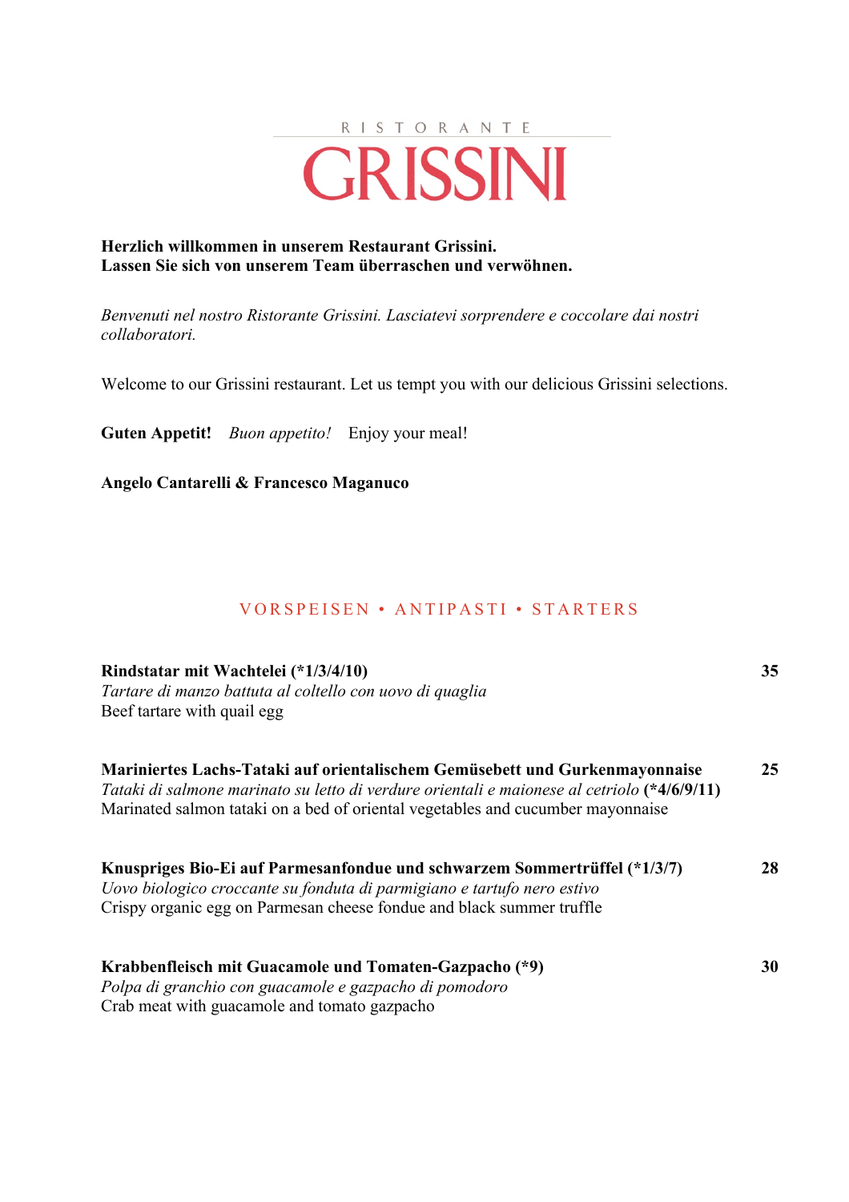RISTORANTE

# GRISSINI

**Herzlich willkommen in unserem Restaurant Grissini.**
**Lassen Sie sich von unserem Team überraschen und verwöhnen.**

*Benvenuti nel nostro Ristorante Grissini. Lasciatevi sorprendere e coccolare dai nostri collaboratori.*

Welcome to our Grissini restaurant. Let us tempt you with our delicious Grissini selections.

**Guten Appetit!** *Buon appetito!* Enjoy your meal!

**Angelo Cantarelli & Francesco Maganuco**

## VORSPEISEN • ANTIPASTI • STARTERS

**Rindstatar mit Wachtelei (*1/3/4/10)** **35**
*Tartare di manzo battuta al coltello con uovo di quaglia*
Beef tartare with quail egg

**Mariniertes Lachs-Tataki auf orientalischem Gemüsebett und Gurkenmayonnaise** **25**
*Tataki di salmone marinato su letto di verdure orientali e maionese al cetriolo* **(*4/6/9/11)**
Marinated salmon tataki on a bed of oriental vegetables and cucumber mayonnaise

**Knuspriges Bio-Ei auf Parmesanfondue und schwarzem Sommertrüffel (*1/3/7)** **28**
*Uovo biologico croccante su fonduta di parmigiano e tartufo nero estivo*
Crispy organic egg on Parmesan cheese fondue and black summer truffle

**Krabbenfleisch mit Guacamole und Tomaten-Gazpacho (*9)** **30**
*Polpa di granchio con guacamole e gazpacho di pomodoro*
Crab meat with guacamole and tomato gazpacho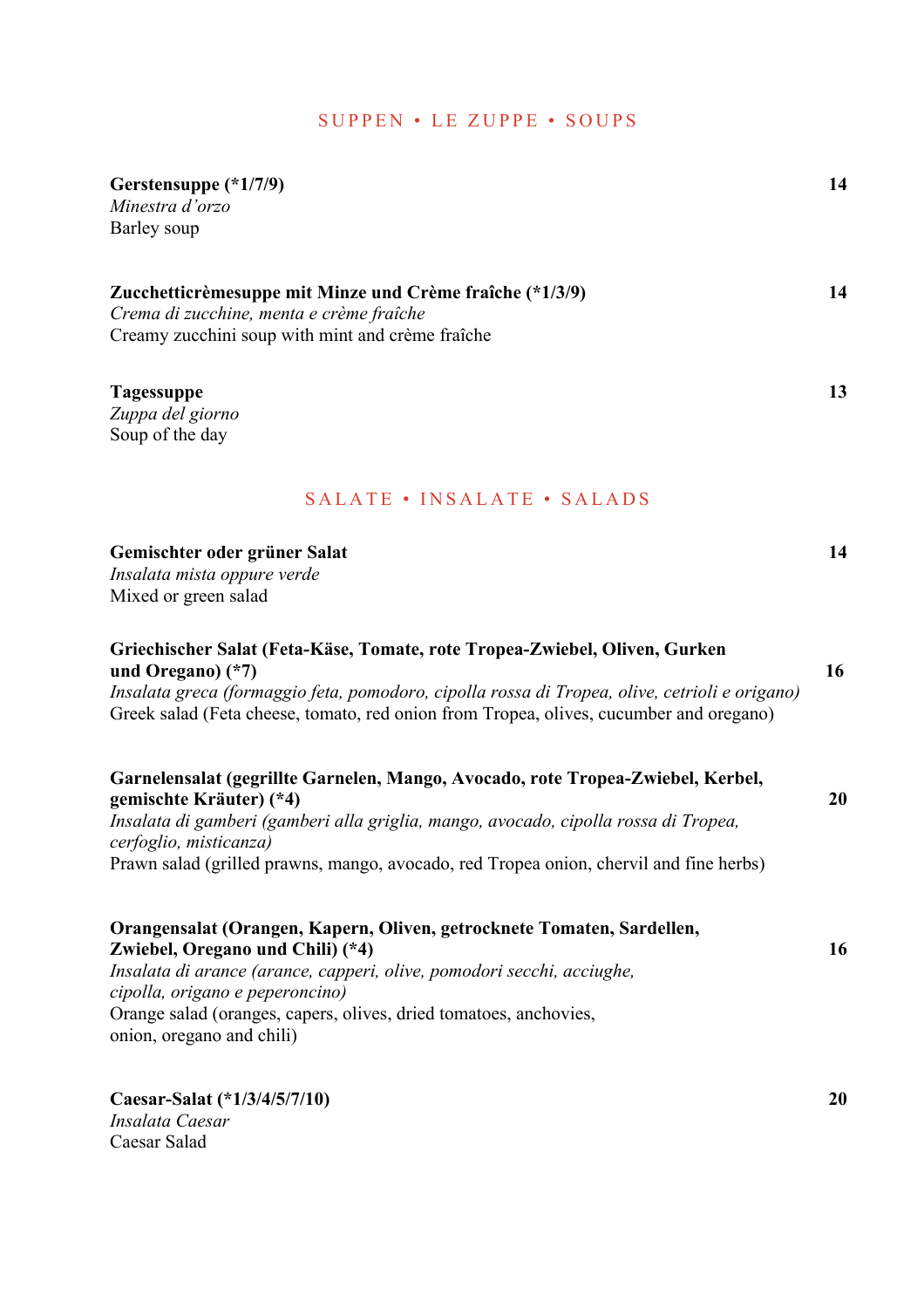## SUPPEN • LE ZUPPE • SOUPS

**Gerstensuppe (*1/7/9)** **14**
*Minestra d'orzo*
Barley soup

**Zucchetticrèmesuppe mit Minze und Crème fraîche (*1/3/9)** **14**
*Crema di zucchine, menta e crème fraîche*
Creamy zucchini soup with mint and crème fraîche

**Tagessuppe** **13**
*Zuppa del giorno*
Soup of the day

## SALATE • INSALATE • SALADS

**Gemischter oder grüner Salat** **14**
*Insalata mista oppure verde*
Mixed or green salad

**Griechischer Salat (Feta-Käse, Tomate, rote Tropea-Zwiebel, Oliven, Gurken und Oregano) (*7)** **16**
*Insalata greca (formaggio feta, pomodoro, cipolla rossa di Tropea, olive, cetrioli e origano)*
Greek salad (Feta cheese, tomato, red onion from Tropea, olives, cucumber and oregano)

**Garnelensalat (gegrillte Garnelen, Mango, Avocado, rote Tropea-Zwiebel, Kerbel, gemischte Kräuter) (*4)** **20**
*Insalata di gamberi (gamberi alla griglia, mango, avocado, cipolla rossa di Tropea, cerfoglio, misticanza)*
Prawn salad (grilled prawns, mango, avocado, red Tropea onion, chervil and fine herbs)

**Orangensalat (Orangen, Kapern, Oliven, getrocknete Tomaten, Sardellen, Zwiebel, Oregano und Chili) (*4)** **16**
*Insalata di arance (arance, capperi, olive, pomodori secchi, acciughe, cipolla, origano e peperoncino)*
Orange salad (oranges, capers, olives, dried tomatoes, anchovies, onion, oregano and chili)

**Caesar-Salat (*1/3/4/5/7/10)** **20**
*Insalata Caesar*
Caesar Salad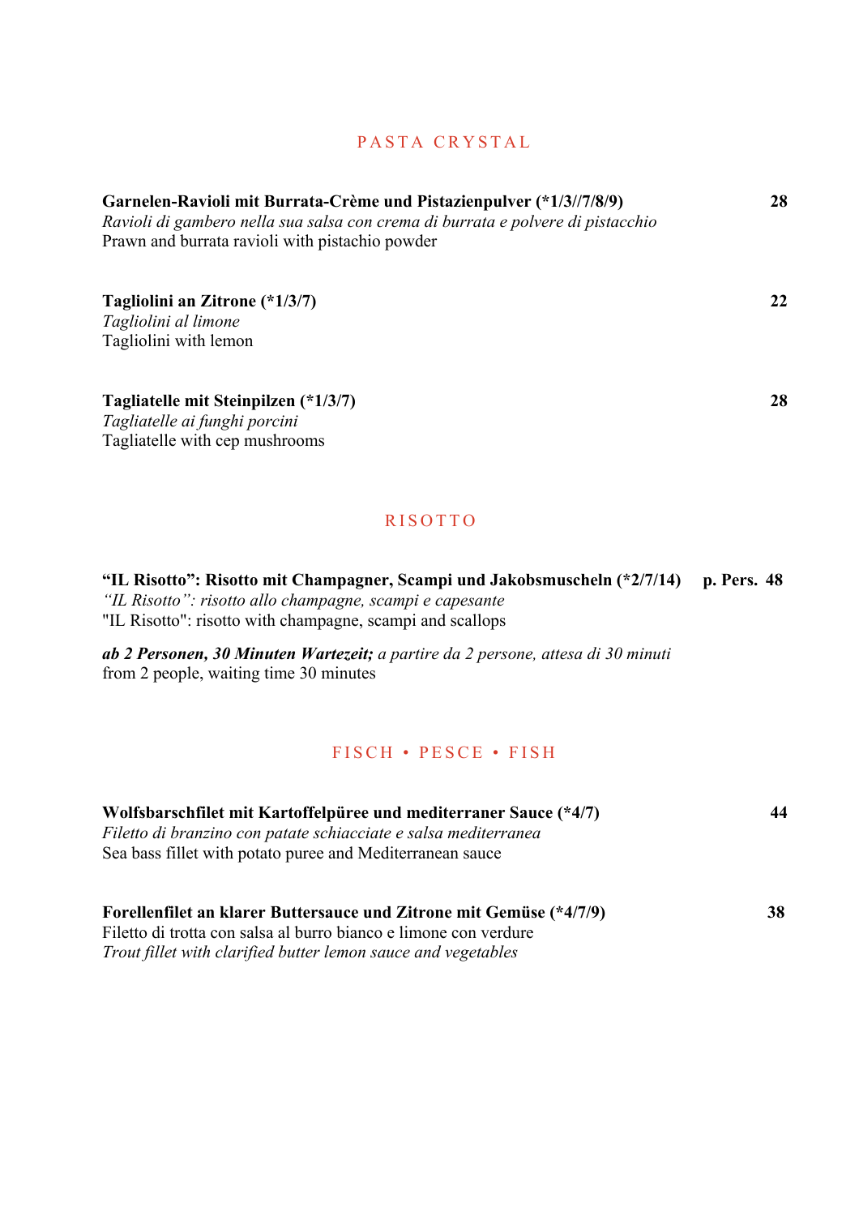## PASTA CRYSTAL

**Garnelen-Ravioli mit Burrata-Crème und Pistazienpulver (*1/3//7/8/9)** **28**
*Ravioli di gambero nella sua salsa con crema di burrata e polvere di pistacchio*
Prawn and burrata ravioli with pistachio powder

**Tagliolini an Zitrone (*1/3/7)** **22**
*Tagliolini al limone*
Tagliolini with lemon

**Tagliatelle mit Steinpilzen (*1/3/7)** **28**
*Tagliatelle ai funghi porcini*
Tagliatelle with cep mushrooms

## RISOTTO

**"IL Risotto": Risotto mit Champagner, Scampi und Jakobsmuscheln (*2/7/14)** **p. Pers. 48**
*"IL Risotto": risotto allo champagne, scampi e capesante*
"IL Risotto": risotto with champagne, scampi and scallops

***ab 2 Personen, 30 Minuten Wartezeit;*** *a partire da 2 persone, attesa di 30 minuti*
from 2 people, waiting time 30 minutes

## FISCH • PESCE • FISH

**Wolfsbarschfilet mit Kartoffelpüree und mediterraner Sauce (*4/7)** **44**
*Filetto di branzino con patate schiacciate e salsa mediterranea*
Sea bass fillet with potato puree and Mediterranean sauce

**Forellenfilet an klarer Buttersauce und Zitrone mit Gemüse (*4/7/9)** **38**
Filetto di trotta con salsa al burro bianco e limone con verdure
*Trout fillet with clarified butter lemon sauce and vegetables*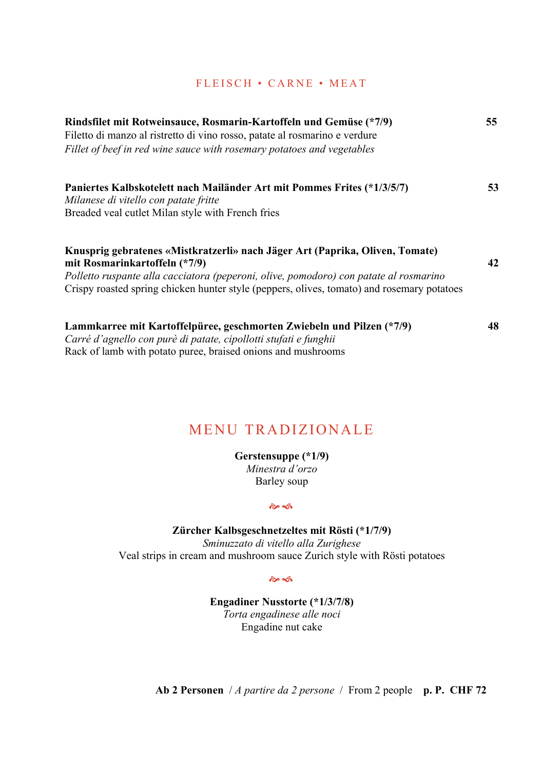## FLEISCH • CARNE • MEAT

**Rindsfilet mit Rotweinsauce, Rosmarin-Kartoffeln und Gemüse (*7/9)** **55**
Filetto di manzo al ristretto di vino rosso, patate al rosmarino e verdure
*Fillet of beef in red wine sauce with rosemary potatoes and vegetables*

**Paniertes Kalbskotelett nach Mailänder Art mit Pommes Frites (*1/3/5/7)** **53**
*Milanese di vitello con patate fritte*
Breaded veal cutlet Milan style with French fries

**Knusprig gebratenes «Mistkratzerli» nach Jäger Art (Paprika, Oliven, Tomate) mit Rosmarinkartoffeln (*7/9)** **42**
*Polletto ruspante alla cacciatora (peperoni, olive, pomodoro) con patate al rosmarino*
Crispy roasted spring chicken hunter style (peppers, olives, tomato) and rosemary potatoes

**Lammkarree mit Kartoffelpüree, geschmorten Zwiebeln und Pilzen (*7/9)** **48**
*Carré d'agnello con purè di patate, cipollotti stufati e funghii*
Rack of lamb with potato puree, braised onions and mushrooms

## MENU TRADIZIONALE

**Gerstensuppe (*1/9)**
*Minestra d'orzo*
Barley soup

**Zürcher Kalbsgeschnetzeltes mit Rösti (*1/7/9)**
*Sminuzzato di vitello alla Zurighese*
Veal strips in cream and mushroom sauce Zurich style with Rösti potatoes

**Engadiner Nusstorte (*1/3/7/8)**
*Torta engadinese alle noci*
Engadine nut cake

**Ab 2 Personen** / *A partire da 2 persone* / From 2 people **p. P. CHF 72**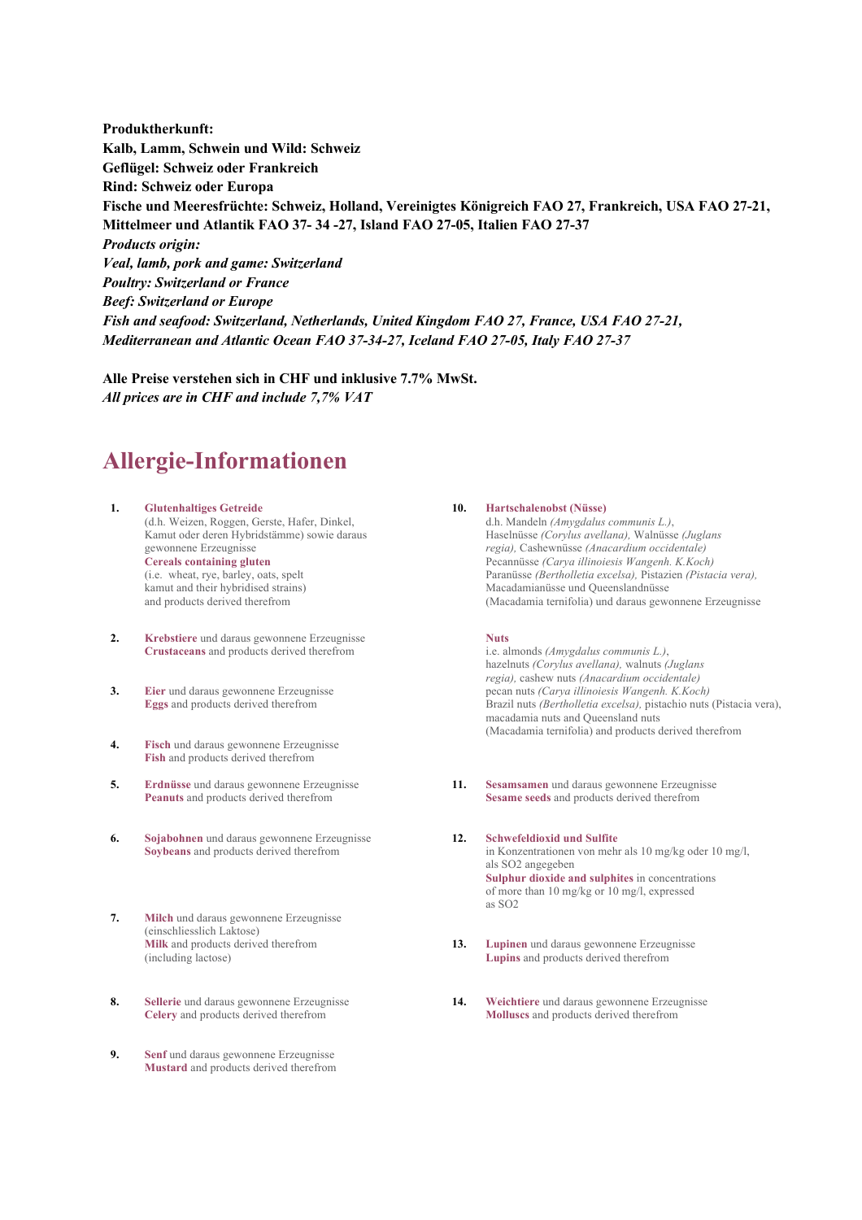**Produktherkunft:**
**Kalb, Lamm, Schwein und Wild: Schweiz**
**Geflügel: Schweiz oder Frankreich**
**Rind: Schweiz oder Europa**
**Fische und Meeresfrüchte: Schweiz, Holland, Vereinigtes Königreich FAO 27, Frankreich, USA FAO 27-21, Mittelmeer und Atlantik FAO 37- 34 -27, Island FAO 27-05, Italien FAO 27-37**
***Products origin:***
***Veal, lamb, pork and game: Switzerland***
***Poultry: Switzerland or France***
***Beef: Switzerland or Europe***
***Fish and seafood: Switzerland, Netherlands, United Kingdom FAO 27, France, USA FAO 27-21, Mediterranean and Atlantic Ocean FAO 37-34-27, Iceland FAO 27-05, Italy FAO 27-37***

**Alle Preise verstehen sich in CHF und inklusive 7.7% MwSt.**
***All prices are in CHF and include 7,7% VAT***

# Allergie-Informationen

1. **Glutenhaltiges Getreide**
   (d.h. Weizen, Roggen, Gerste, Hafer, Dinkel, Kamut oder deren Hybridstämme) sowie daraus gewonnene Erzeugnisse
   **Cereals containing gluten**
   (i.e. wheat, rye, barley, oats, spelt kamut and their hybridised strains) and products derived therefrom

2. **Krebstiere** und daraus gewonnene Erzeugnisse
   **Crustaceans** and products derived therefrom

3. **Eier** und daraus gewonnene Erzeugnisse
   **Eggs** and products derived therefrom

4. **Fisch** und daraus gewonnene Erzeugnisse
   **Fish** and products derived therefrom

5. **Erdnüsse** und daraus gewonnene Erzeugnisse
   **Peanuts** and products derived therefrom

6. **Sojabohnen** und daraus gewonnene Erzeugnisse
   **Soybeans** and products derived therefrom

7. **Milch** und daraus gewonnene Erzeugnisse (einschliesslich Laktose)
   **Milk** and products derived therefrom (including lactose)

8. **Sellerie** und daraus gewonnene Erzeugnisse
   **Celery** and products derived therefrom

9. **Senf** und daraus gewonnene Erzeugnisse
   **Mustard** and products derived therefrom

10. **Hartschalenobst (Nüsse)**
    d.h. Mandeln *(Amygdalus communis L.)*, Haselnüsse *(Corylus avellana),* Walnüsse *(Juglans regia),* Cashewnüsse *(Anacardium occidentale)* Pecannüsse *(Carya illinoiesis Wangenh. K.Koch)* Paranüsse *(Bertholletia excelsa),* Pistazien *(Pistacia vera),* Macadamianüsse und Queenslandnüsse (Macadamia ternifolia) und daraus gewonnene Erzeugnisse

    **Nuts**
    i.e. almonds *(Amygdalus communis L.)*, hazelnuts *(Corylus avellana),* walnuts *(Juglans regia),* cashew nuts *(Anacardium occidentale)* pecan nuts *(Carya illinoiesis Wangenh. K.Koch)* Brazil nuts *(Bertholletia excelsa),* pistachio nuts (Pistacia vera), macadamia nuts and Queensland nuts (Macadamia ternifolia) and products derived therefrom

11. **Sesamsamen** und daraus gewonnene Erzeugnisse
    **Sesame seeds** and products derived therefrom

12. **Schwefeldioxid und Sulfite**
    in Konzentrationen von mehr als 10 mg/kg oder 10 mg/l, als SO2 angegeben
    **Sulphur dioxide and sulphites** in concentrations of more than 10 mg/kg or 10 mg/l, expressed as SO2

13. **Lupinen** und daraus gewonnene Erzeugnisse
    **Lupins** and products derived therefrom

14. **Weichtiere** und daraus gewonnene Erzeugnisse
    **Molluscs** and products derived therefrom